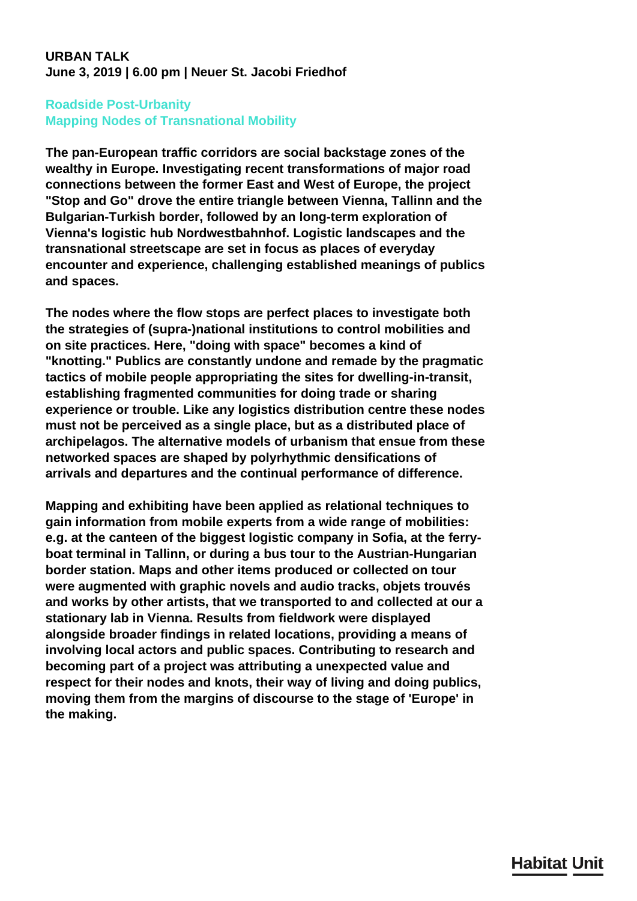**URBAN TALK**
**June 3, 2019 | 6.00 pm | Neuer St. Jacobi Friedhof**

## Roadside Post-Urbanity
## Mapping Nodes of Transnational Mobility

**The pan-European traffic corridors are social backstage zones of the wealthy in Europe. Investigating recent transformations of major road connections between the former East and West of Europe, the project "Stop and Go" drove the entire triangle between Vienna, Tallinn and the Bulgarian-Turkish border, followed by an long-term exploration of Vienna's logistic hub Nordwestbahnhof. Logistic landscapes and the transnational streetscape are set in focus as places of everyday encounter and experience, challenging established meanings of publics and spaces.**

**The nodes where the flow stops are perfect places to investigate both the strategies of (supra-)national institutions to control mobilities and on site practices. Here, "doing with space" becomes a kind of "knotting." Publics are constantly undone and remade by the pragmatic tactics of mobile people appropriating the sites for dwelling-in-transit, establishing fragmented communities for doing trade or sharing experience or trouble. Like any logistics distribution centre these nodes must not be perceived as a single place, but as a distributed place of archipelagos. The alternative models of urbanism that ensue from these networked spaces are shaped by polyrhythmic densifications of arrivals and departures and the continual performance of difference.**

**Mapping and exhibiting have been applied as relational techniques to gain information from mobile experts from a wide range of mobilities: e.g. at the canteen of the biggest logistic company in Sofia, at the ferry-boat terminal in Tallinn, or during a bus tour to the Austrian-Hungarian border station. Maps and other items produced or collected on tour were augmented with graphic novels and audio tracks, objets trouvés and works by other artists, that we transported to and collected at our a stationary lab in Vienna. Results from fieldwork were displayed alongside broader findings in related locations, providing a means of involving local actors and public spaces. Contributing to research and becoming part of a project was attributing a unexpected value and respect for their nodes and knots, their way of living and doing publics, moving them from the margins of discourse to the stage of 'Europe' in the making.**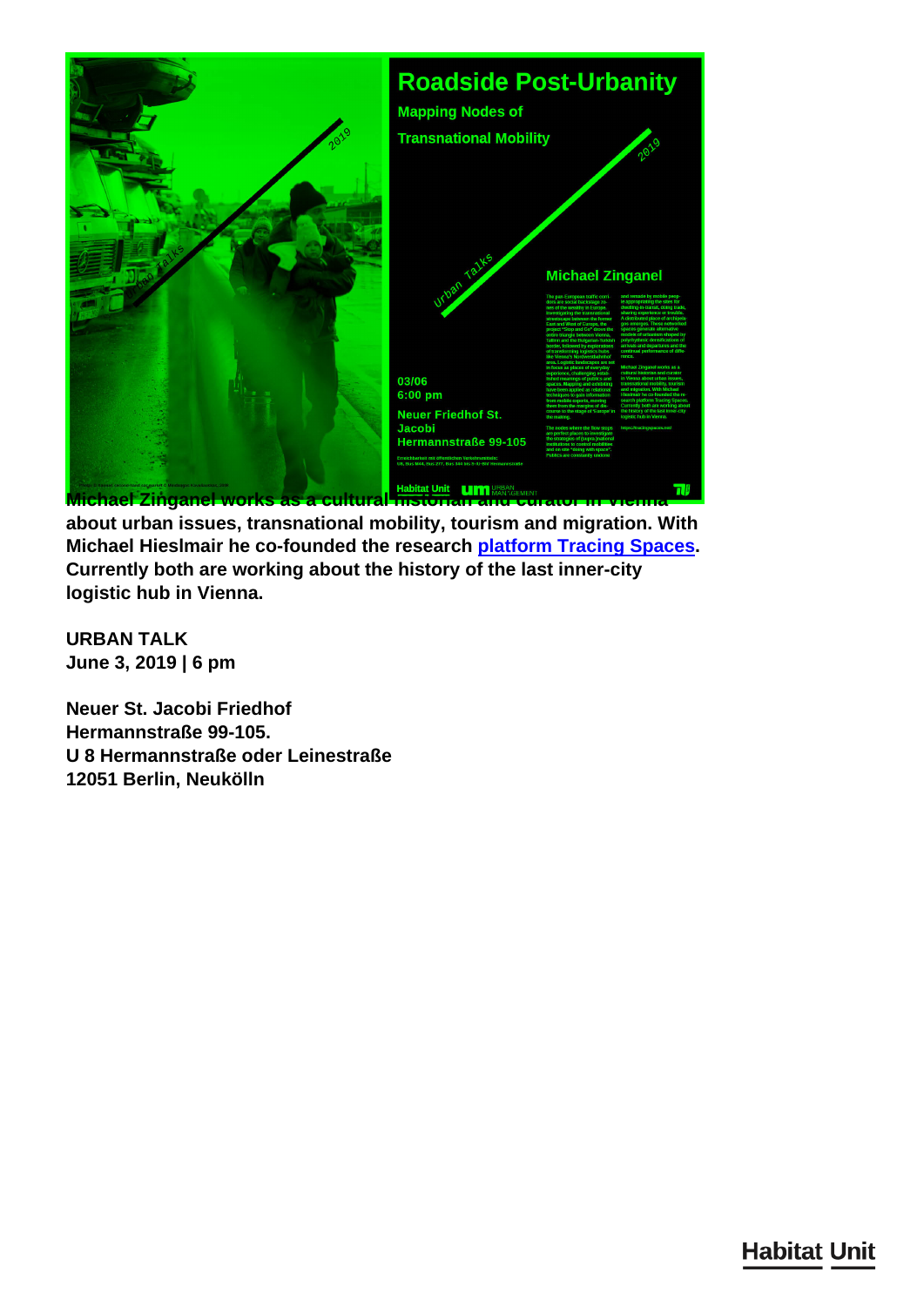**Michael Zinganel works as a cultural historian and curator in Vienna about urban issues, transnational mobility, tourism and migration. With Michael Hieslmair he co-founded the research platform Tracing Spaces. Currently both are working about the history of the last inner-city logistic hub in Vienna.**

**URBAN TALK**
**June 3, 2019 | 6 pm**

**Neuer St. Jacobi Friedhof**
**Hermannstraße 99-105.**
**U 8 Hermannstraße oder Leinestraße**
**12051 Berlin, Neukölln**